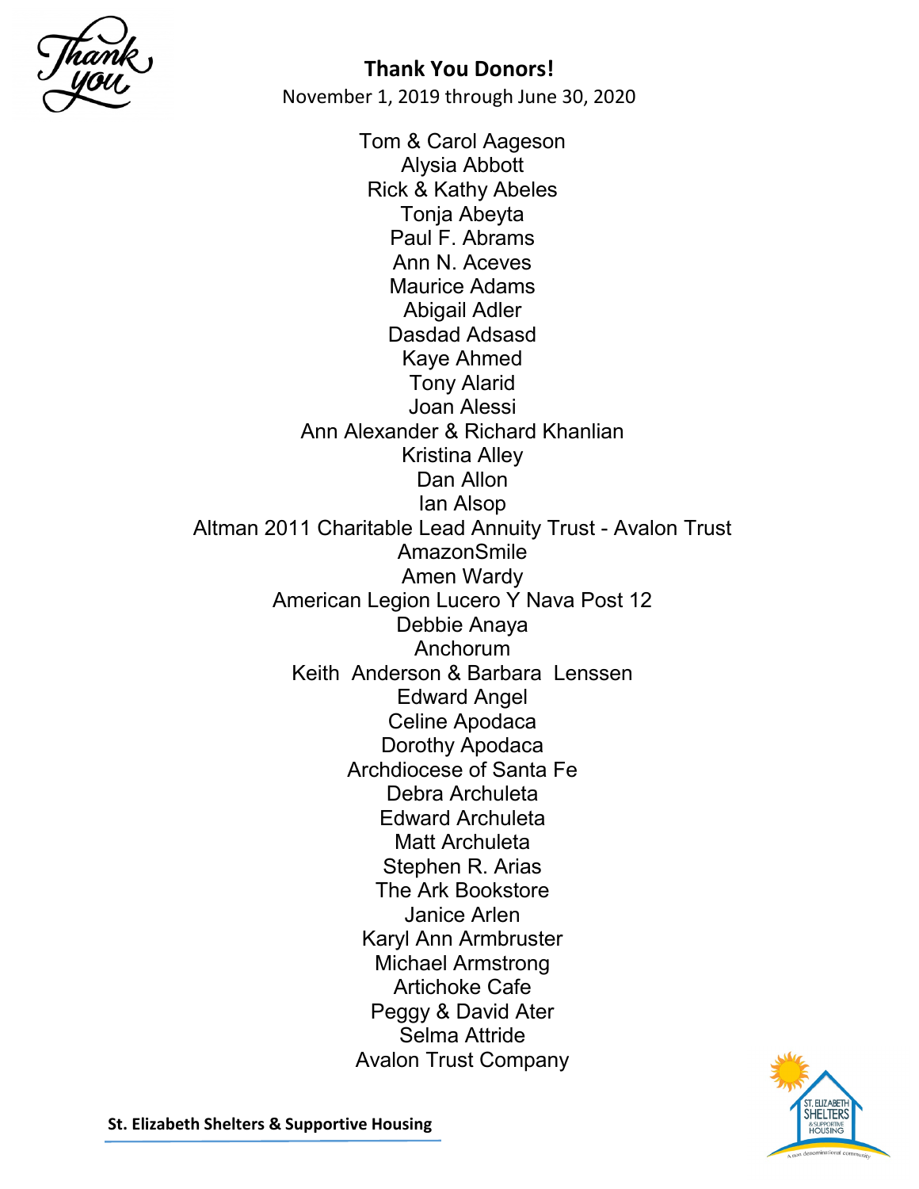## Thank You Donors!

November 1, 2019 through June 30, 2020

Tom & Carol Aageson
Alysia Abbott
Rick & Kathy Abeles
Tonja Abeyta
Paul F. Abrams
Ann N. Aceves
Maurice Adams
Abigail Adler
Dasdad Adsasd
Kaye Ahmed
Tony Alarid
Joan Alessi
Ann Alexander & Richard Khanlian
Kristina Alley
Dan Allon
Ian Alsop
Altman 2011 Charitable Lead Annuity Trust - Avalon Trust
AmazonSmile
Amen Wardy
American Legion Lucero Y Nava Post 12
Debbie Anaya
Anchorum
Keith Anderson & Barbara Lenssen
Edward Angel
Celine Apodaca
Dorothy Apodaca
Archdiocese of Santa Fe
Debra Archuleta
Edward Archuleta
Matt Archuleta
Stephen R. Arias
The Ark Bookstore
Janice Arlen
Karyl Ann Armbruster
Michael Armstrong
Artichoke Cafe
Peggy & David Ater
Selma Attride
Avalon Trust Company

**St. Elizabeth Shelters & Supportive Housing**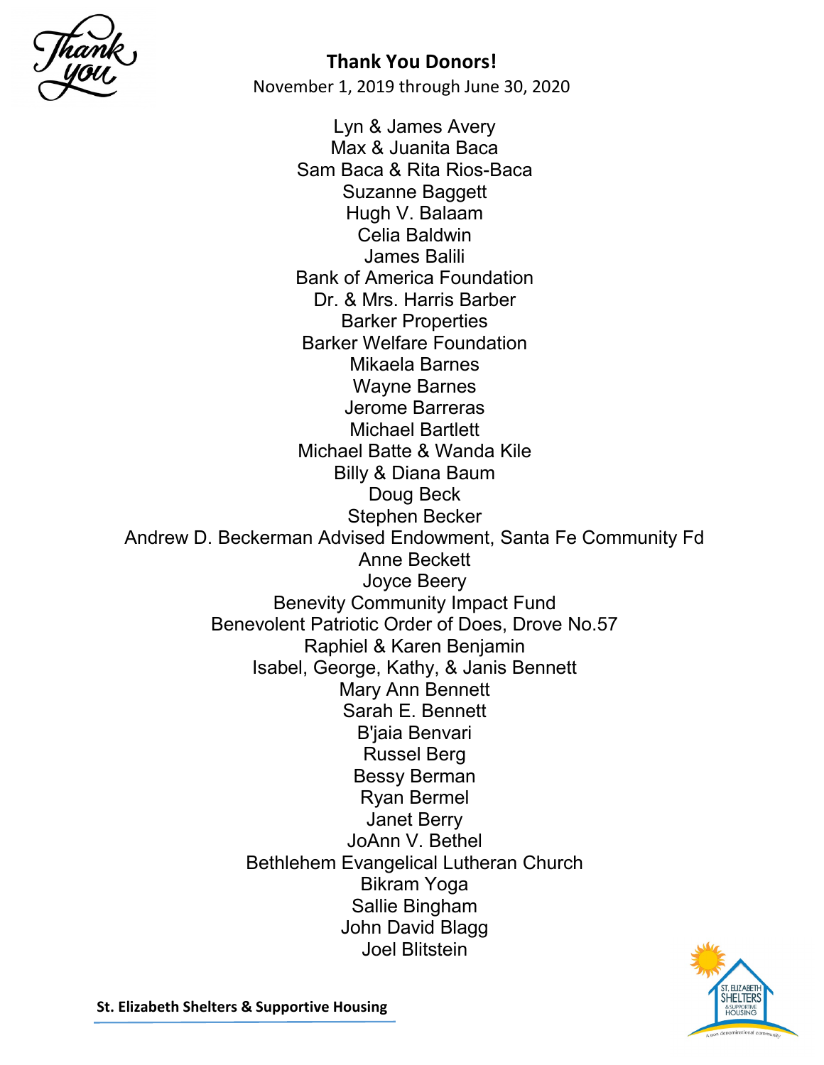## Thank You Donors!

November 1, 2019 through June 30, 2020

Lyn & James Avery
Max & Juanita Baca
Sam Baca & Rita Rios-Baca
Suzanne Baggett
Hugh V. Balaam
Celia Baldwin
James Balili
Bank of America Foundation
Dr. & Mrs. Harris Barber
Barker Properties
Barker Welfare Foundation
Mikaela Barnes
Wayne Barnes
Jerome Barreras
Michael Bartlett
Michael Batte & Wanda Kile
Billy & Diana Baum
Doug Beck
Stephen Becker
Andrew D. Beckerman Advised Endowment, Santa Fe Community Fd
Anne Beckett
Joyce Beery
Benevity Community Impact Fund
Benevolent Patriotic Order of Does, Drove No.57
Raphiel & Karen Benjamin
Isabel, George, Kathy, & Janis Bennett
Mary Ann Bennett
Sarah E. Bennett
B'jaia Benvari
Russel Berg
Bessy Berman
Ryan Bermel
Janet Berry
JoAnn V. Bethel
Bethlehem Evangelical Lutheran Church
Bikram Yoga
Sallie Bingham
John David Blagg
Joel Blitstein

St. Elizabeth Shelters & Supportive Housing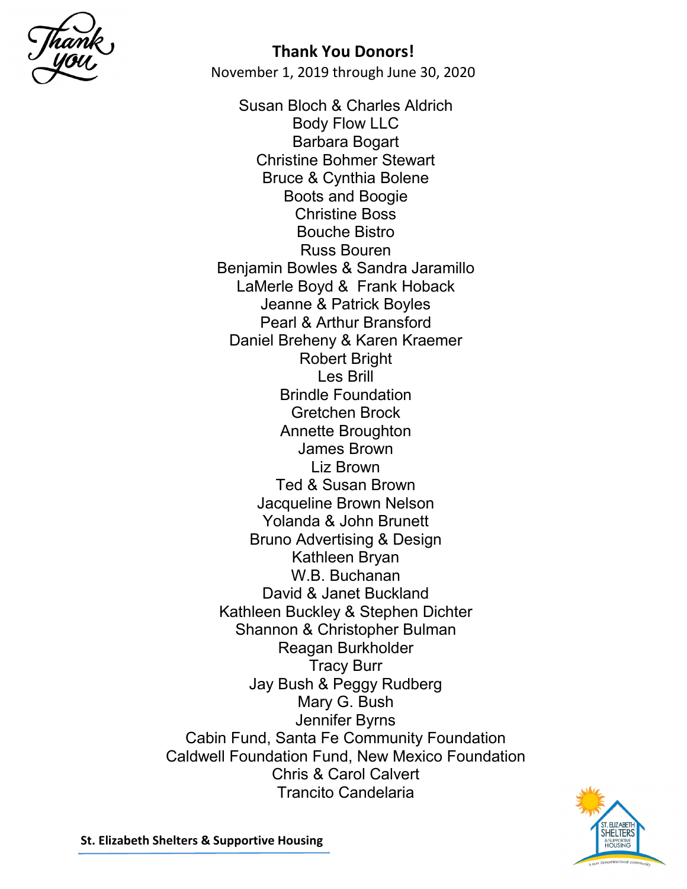**Thank You Donors!**

November 1, 2019 through June 30, 2020

Susan Bloch & Charles Aldrich
Body Flow LLC
Barbara Bogart
Christine Bohmer Stewart
Bruce & Cynthia Bolene
Boots and Boogie
Christine Boss
Bouche Bistro
Russ Bouren
Benjamin Bowles & Sandra Jaramillo
LaMerle Boyd & Frank Hoback
Jeanne & Patrick Boyles
Pearl & Arthur Bransford
Daniel Breheny & Karen Kraemer
Robert Bright
Les Brill
Brindle Foundation
Gretchen Brock
Annette Broughton
James Brown
Liz Brown
Ted & Susan Brown
Jacqueline Brown Nelson
Yolanda & John Brunett
Bruno Advertising & Design
Kathleen Bryan
W.B. Buchanan
David & Janet Buckland
Kathleen Buckley & Stephen Dichter
Shannon & Christopher Bulman
Reagan Burkholder
Tracy Burr
Jay Bush & Peggy Rudberg
Mary G. Bush
Jennifer Byrns
Cabin Fund, Santa Fe Community Foundation
Caldwell Foundation Fund, New Mexico Foundation
Chris & Carol Calvert
Trancito Candelaria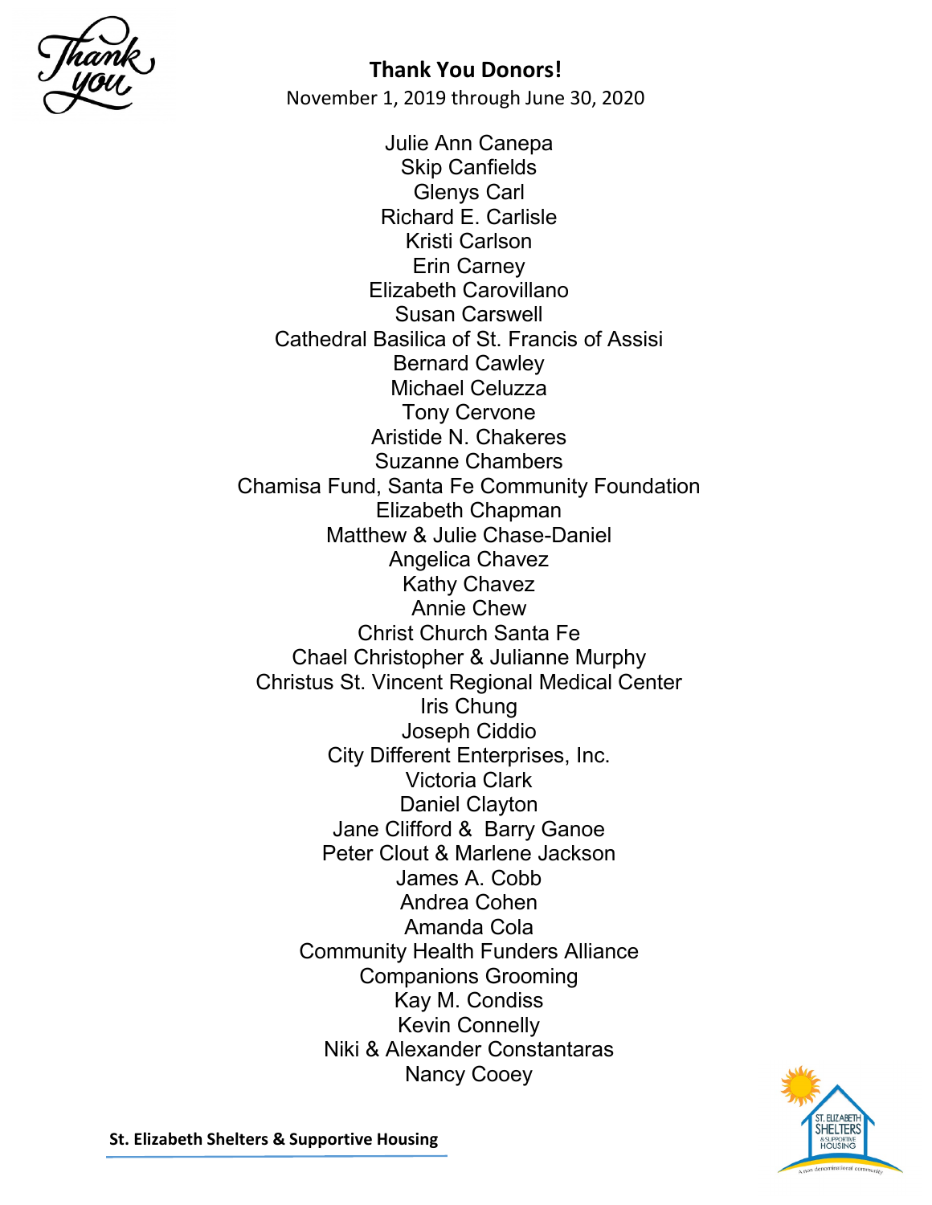**Thank You Donors!**

November 1, 2019 through June 30, 2020

Julie Ann Canepa
Skip Canfields
Glenys Carl
Richard E. Carlisle
Kristi Carlson
Erin Carney
Elizabeth Carovillano
Susan Carswell
Cathedral Basilica of St. Francis of Assisi
Bernard Cawley
Michael Celuzza
Tony Cervone
Aristide N. Chakeres
Suzanne Chambers
Chamisa Fund, Santa Fe Community Foundation
Elizabeth Chapman
Matthew & Julie Chase-Daniel
Angelica Chavez
Kathy Chavez
Annie Chew
Christ Church Santa Fe
Chael Christopher & Julianne Murphy
Christus St. Vincent Regional Medical Center
Iris Chung
Joseph Ciddio
City Different Enterprises, Inc.
Victoria Clark
Daniel Clayton
Jane Clifford & Barry Ganoe
Peter Clout & Marlene Jackson
James A. Cobb
Andrea Cohen
Amanda Cola
Community Health Funders Alliance
Companions Grooming
Kay M. Condiss
Kevin Connelly
Niki & Alexander Constantaras
Nancy Cooey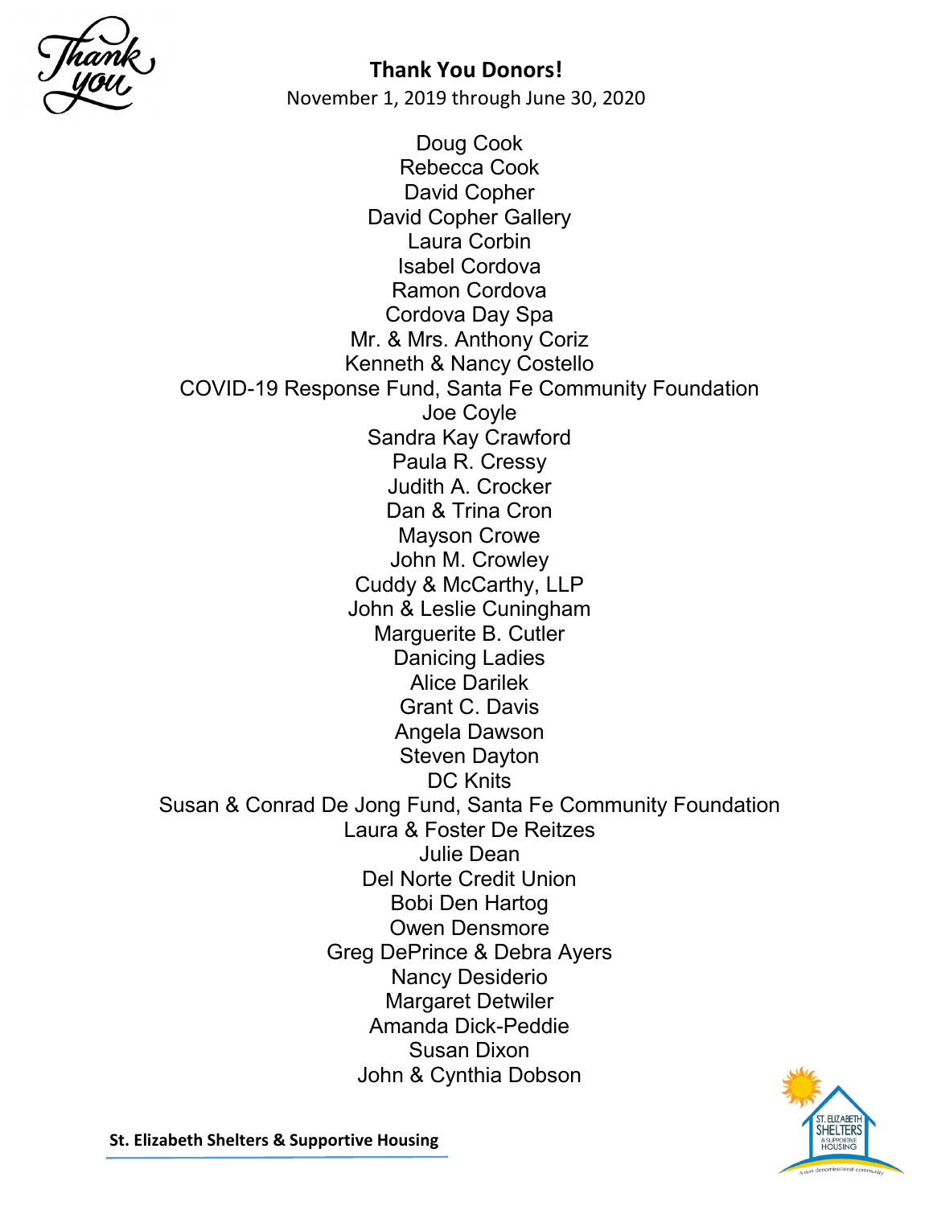**Thank You Donors!**

November 1, 2019 through June 30, 2020

Doug Cook
Rebecca Cook
David Copher
David Copher Gallery
Laura Corbin
Isabel Cordova
Ramon Cordova
Cordova Day Spa
Mr. & Mrs. Anthony Coriz
Kenneth & Nancy Costello
COVID-19 Response Fund, Santa Fe Community Foundation
Joe Coyle
Sandra Kay Crawford
Paula R. Cressy
Judith A. Crocker
Dan & Trina Cron
Mayson Crowe
John M. Crowley
Cuddy & McCarthy, LLP
John & Leslie Cuningham
Marguerite B. Cutler
Danicing Ladies
Alice Darilek
Grant C. Davis
Angela Dawson
Steven Dayton
DC Knits
Susan & Conrad De Jong Fund, Santa Fe Community Foundation
Laura & Foster De Reitzes
Julie Dean
Del Norte Credit Union
Bobi Den Hartog
Owen Densmore
Greg DePrince & Debra Ayers
Nancy Desiderio
Margaret Detwiler
Amanda Dick-Peddie
Susan Dixon
John & Cynthia Dobson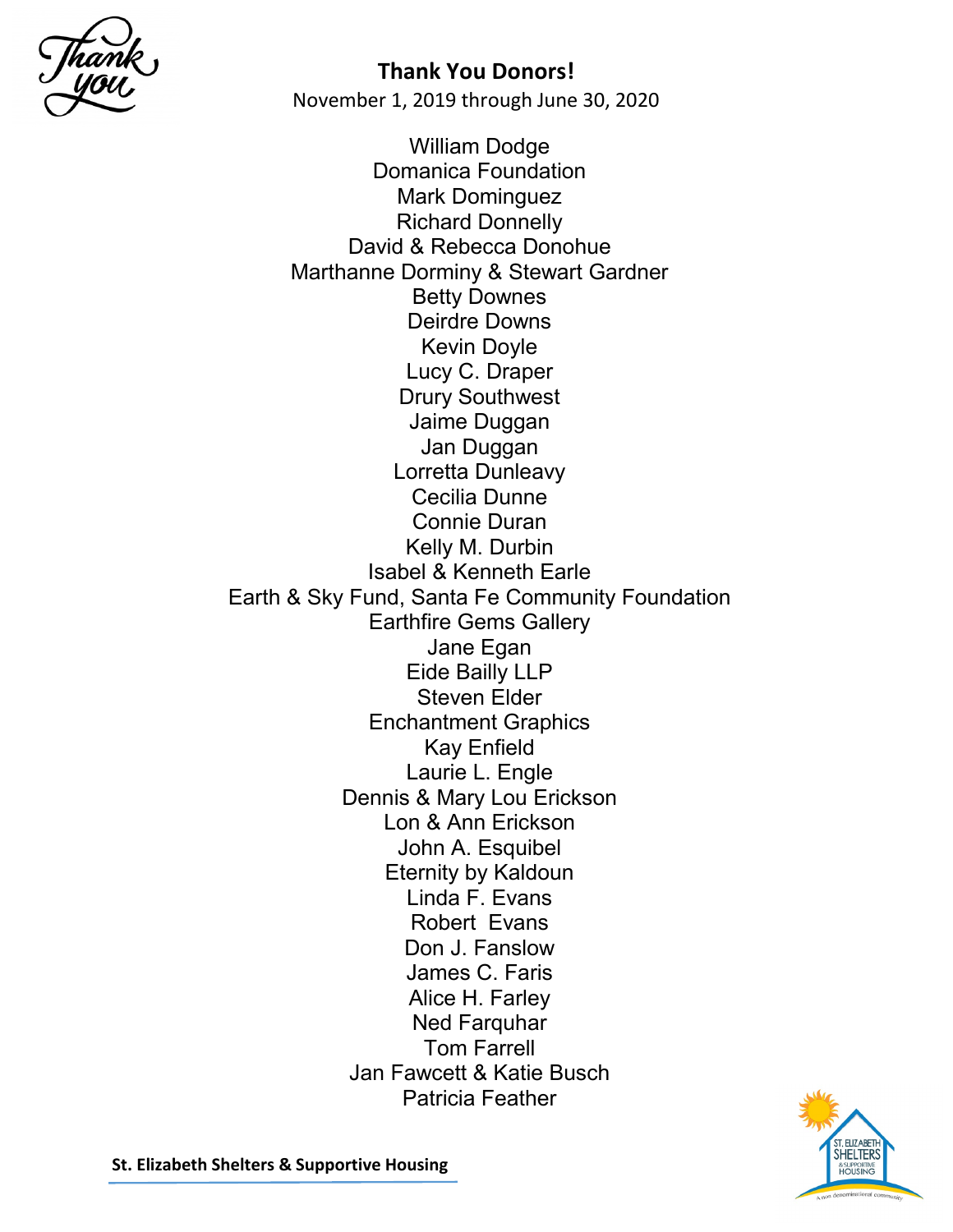## Thank You Donors!

November 1, 2019 through June 30, 2020

William Dodge
Domanica Foundation
Mark Dominguez
Richard Donnelly
David & Rebecca Donohue
Marthanne Dorminy & Stewart Gardner
Betty Downes
Deirdre Downs
Kevin Doyle
Lucy C. Draper
Drury Southwest
Jaime Duggan
Jan Duggan
Lorretta Dunleavy
Cecilia Dunne
Connie Duran
Kelly M. Durbin
Isabel & Kenneth Earle
Earth & Sky Fund, Santa Fe Community Foundation
Earthfire Gems Gallery
Jane Egan
Eide Bailly LLP
Steven Elder
Enchantment Graphics
Kay Enfield
Laurie L. Engle
Dennis & Mary Lou Erickson
Lon & Ann Erickson
John A. Esquibel
Eternity by Kaldoun
Linda F. Evans
Robert Evans
Don J. Fanslow
James C. Faris
Alice H. Farley
Ned Farquhar
Tom Farrell
Jan Fawcett & Katie Busch
Patricia Feather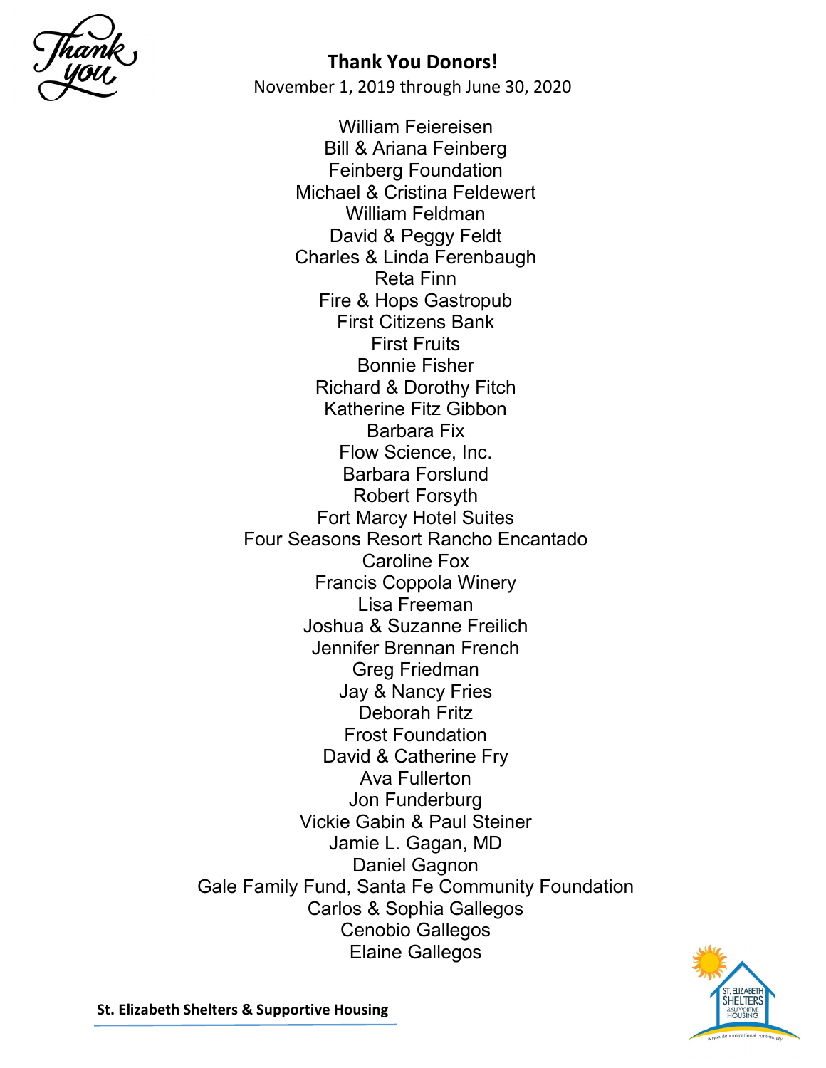**Thank You Donors!**

November 1, 2019 through June 30, 2020

William Feiereisen
Bill & Ariana Feinberg
Feinberg Foundation
Michael & Cristina Feldewert
William Feldman
David & Peggy Feldt
Charles & Linda Ferenbaugh
Reta Finn
Fire & Hops Gastropub
First Citizens Bank
First Fruits
Bonnie Fisher
Richard & Dorothy Fitch
Katherine Fitz Gibbon
Barbara Fix
Flow Science, Inc.
Barbara Forslund
Robert Forsyth
Fort Marcy Hotel Suites
Four Seasons Resort Rancho Encantado
Caroline Fox
Francis Coppola Winery
Lisa Freeman
Joshua & Suzanne Freilich
Jennifer Brennan French
Greg Friedman
Jay & Nancy Fries
Deborah Fritz
Frost Foundation
David & Catherine Fry
Ava Fullerton
Jon Funderburg
Vickie Gabin & Paul Steiner
Jamie L. Gagan, MD
Daniel Gagnon
Gale Family Fund, Santa Fe Community Foundation
Carlos & Sophia Gallegos
Cenobio Gallegos
Elaine Gallegos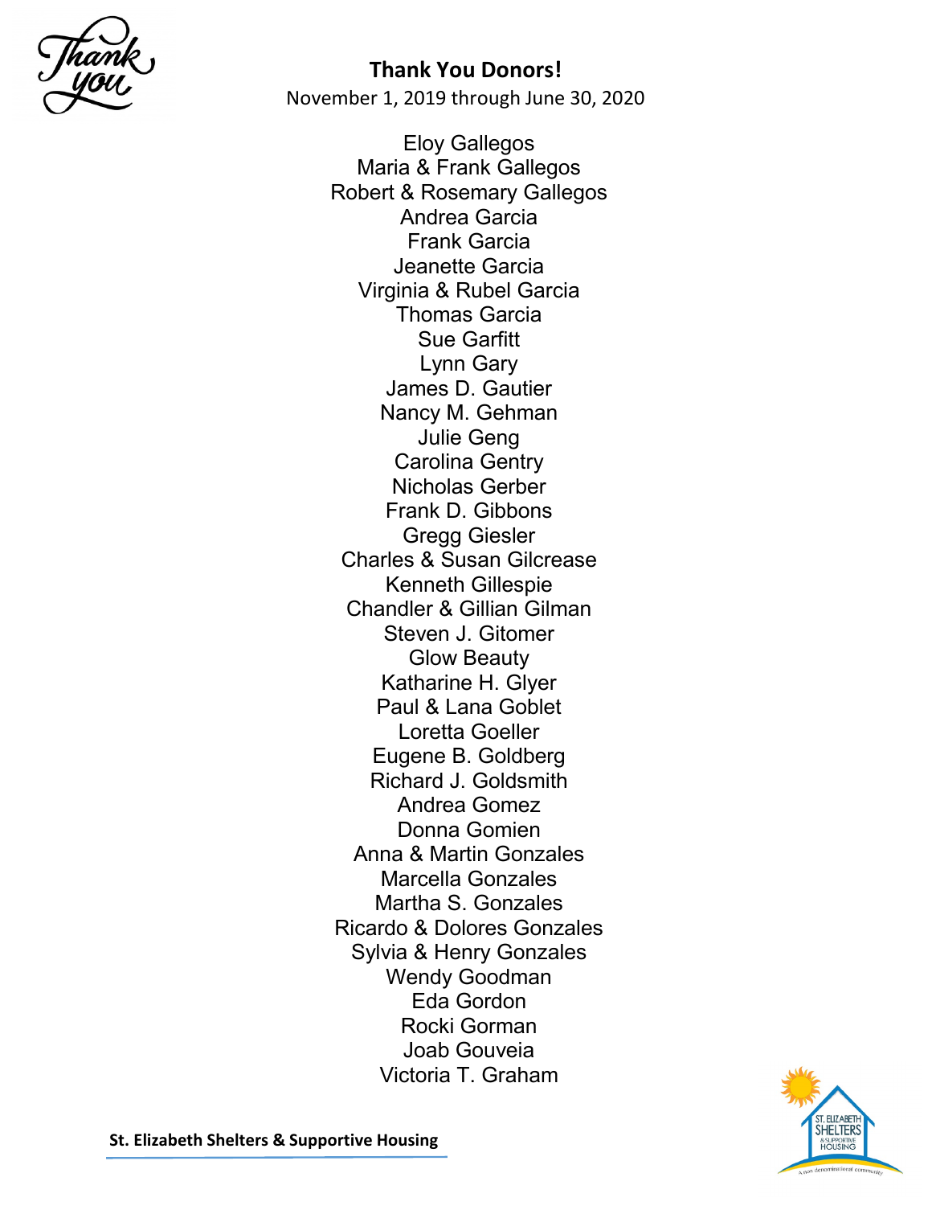**Thank You Donors!**

November 1, 2019 through June 30, 2020

Eloy Gallegos
Maria & Frank Gallegos
Robert & Rosemary Gallegos
Andrea Garcia
Frank Garcia
Jeanette Garcia
Virginia & Rubel Garcia
Thomas Garcia
Sue Garfitt
Lynn Gary
James D. Gautier
Nancy M. Gehman
Julie Geng
Carolina Gentry
Nicholas Gerber
Frank D. Gibbons
Gregg Giesler
Charles & Susan Gilcrease
Kenneth Gillespie
Chandler & Gillian Gilman
Steven J. Gitomer
Glow Beauty
Katharine H. Glyer
Paul & Lana Goblet
Loretta Goeller
Eugene B. Goldberg
Richard J. Goldsmith
Andrea Gomez
Donna Gomien
Anna & Martin Gonzales
Marcella Gonzales
Martha S. Gonzales
Ricardo & Dolores Gonzales
Sylvia & Henry Gonzales
Wendy Goodman
Eda Gordon
Rocki Gorman
Joab Gouveia
Victoria T. Graham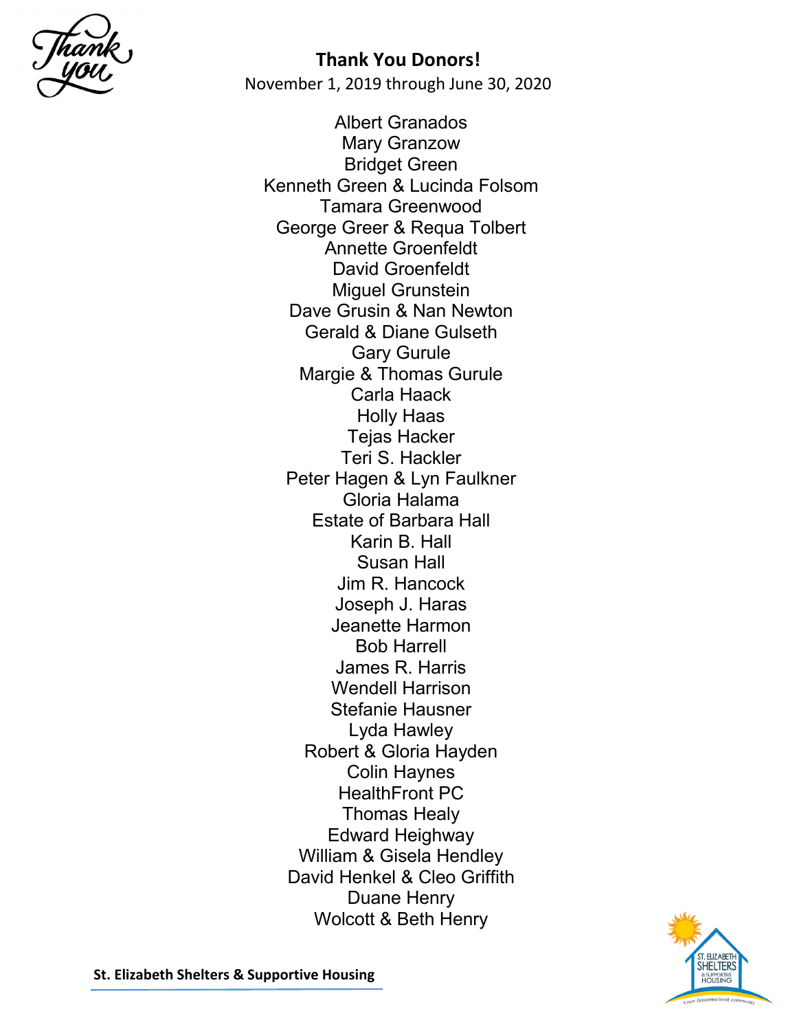**Thank You Donors!**

November 1, 2019 through June 30, 2020

Albert Granados
Mary Granzow
Bridget Green
Kenneth Green & Lucinda Folsom
Tamara Greenwood
George Greer & Requa Tolbert
Annette Groenfeldt
David Groenfeldt
Miguel Grunstein
Dave Grusin & Nan Newton
Gerald & Diane Gulseth
Gary Gurule
Margie & Thomas Gurule
Carla Haack
Holly Haas
Tejas Hacker
Teri S. Hackler
Peter Hagen & Lyn Faulkner
Gloria Halama
Estate of Barbara Hall
Karin B. Hall
Susan Hall
Jim R. Hancock
Joseph J. Haras
Jeanette Harmon
Bob Harrell
James R. Harris
Wendell Harrison
Stefanie Hausner
Lyda Hawley
Robert & Gloria Hayden
Colin Haynes
HealthFront PC
Thomas Healy
Edward Heighway
William & Gisela Hendley
David Henkel & Cleo Griffith
Duane Henry
Wolcott & Beth Henry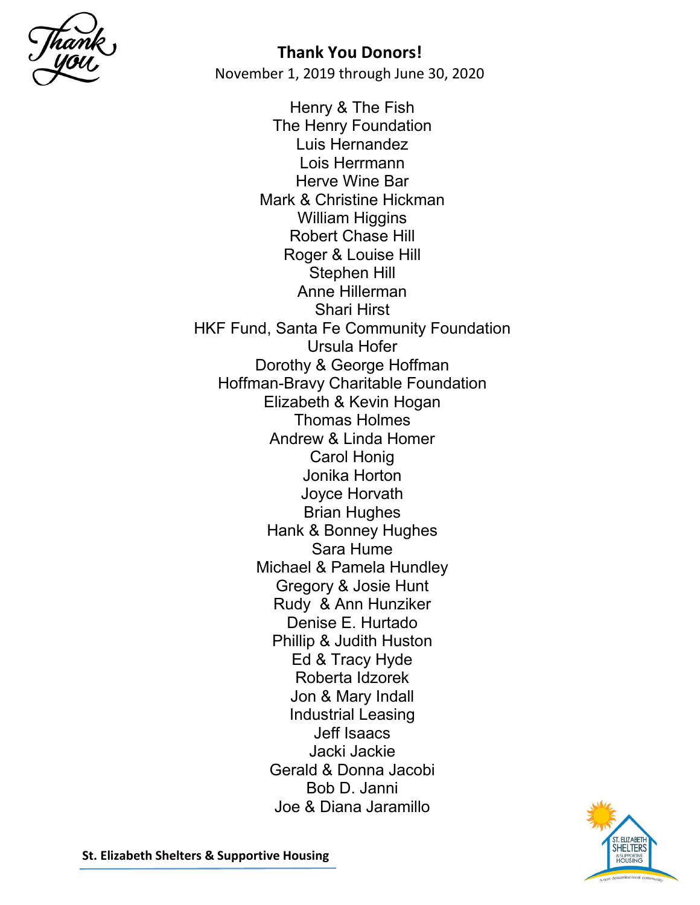## Thank You Donors!

November 1, 2019 through June 30, 2020

Henry & The Fish
The Henry Foundation
Luis Hernandez
Lois Herrmann
Herve Wine Bar
Mark & Christine Hickman
William Higgins
Robert Chase Hill
Roger & Louise Hill
Stephen Hill
Anne Hillerman
Shari Hirst
HKF Fund, Santa Fe Community Foundation
Ursula Hofer
Dorothy & George Hoffman
Hoffman-Bravy Charitable Foundation
Elizabeth & Kevin Hogan
Thomas Holmes
Andrew & Linda Homer
Carol Honig
Jonika Horton
Joyce Horvath
Brian Hughes
Hank & Bonney Hughes
Sara Hume
Michael & Pamela Hundley
Gregory & Josie Hunt
Rudy & Ann Hunziker
Denise E. Hurtado
Phillip & Judith Huston
Ed & Tracy Hyde
Roberta Idzorek
Jon & Mary Indall
Industrial Leasing
Jeff Isaacs
Jacki Jackie
Gerald & Donna Jacobi
Bob D. Janni
Joe & Diana Jaramillo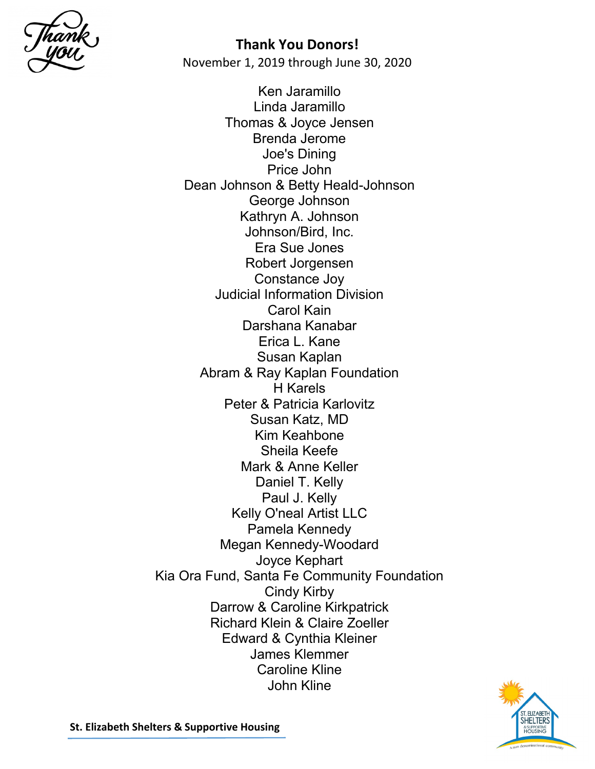**Thank You Donors!**

November 1, 2019 through June 30, 2020

Ken Jaramillo
Linda Jaramillo
Thomas & Joyce Jensen
Brenda Jerome
Joe's Dining
Price John
Dean Johnson & Betty Heald-Johnson
George Johnson
Kathryn A. Johnson
Johnson/Bird, Inc.
Era Sue Jones
Robert Jorgensen
Constance Joy
Judicial Information Division
Carol Kain
Darshana Kanabar
Erica L. Kane
Susan Kaplan
Abram & Ray Kaplan Foundation
H Karels
Peter & Patricia Karlovitz
Susan Katz, MD
Kim Keahbone
Sheila Keefe
Mark & Anne Keller
Daniel T. Kelly
Paul J. Kelly
Kelly O'neal Artist LLC
Pamela Kennedy
Megan Kennedy-Woodard
Joyce Kephart
Kia Ora Fund, Santa Fe Community Foundation
Cindy Kirby
Darrow & Caroline Kirkpatrick
Richard Klein & Claire Zoeller
Edward & Cynthia Kleiner
James Klemmer
Caroline Kline
John Kline

St. Elizabeth Shelters & Supportive Housing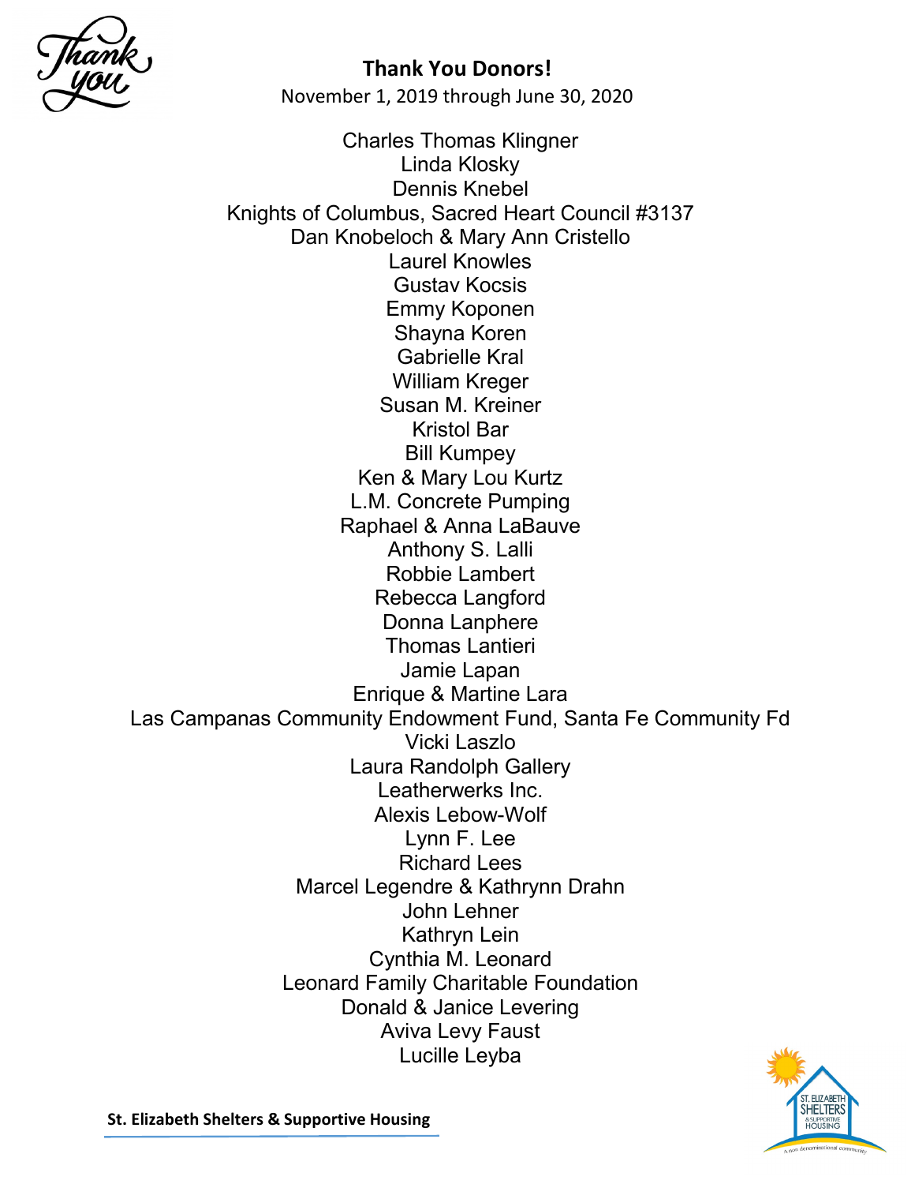**Thank You Donors!**

November 1, 2019 through June 30, 2020

Charles Thomas Klingner
Linda Klosky
Dennis Knebel
Knights of Columbus, Sacred Heart Council #3137
Dan Knobeloch & Mary Ann Cristello
Laurel Knowles
Gustav Kocsis
Emmy Koponen
Shayna Koren
Gabrielle Kral
William Kreger
Susan M. Kreiner
Kristol Bar
Bill Kumpey
Ken & Mary Lou Kurtz
L.M. Concrete Pumping
Raphael & Anna LaBauve
Anthony S. Lalli
Robbie Lambert
Rebecca Langford
Donna Lanphere
Thomas Lantieri
Jamie Lapan
Enrique & Martine Lara
Las Campanas Community Endowment Fund, Santa Fe Community Fd
Vicki Laszlo
Laura Randolph Gallery
Leatherwerks Inc.
Alexis Lebow-Wolf
Lynn F. Lee
Richard Lees
Marcel Legendre & Kathrynn Drahn
John Lehner
Kathryn Lein
Cynthia M. Leonard
Leonard Family Charitable Foundation
Donald & Janice Levering
Aviva Levy Faust
Lucille Leyba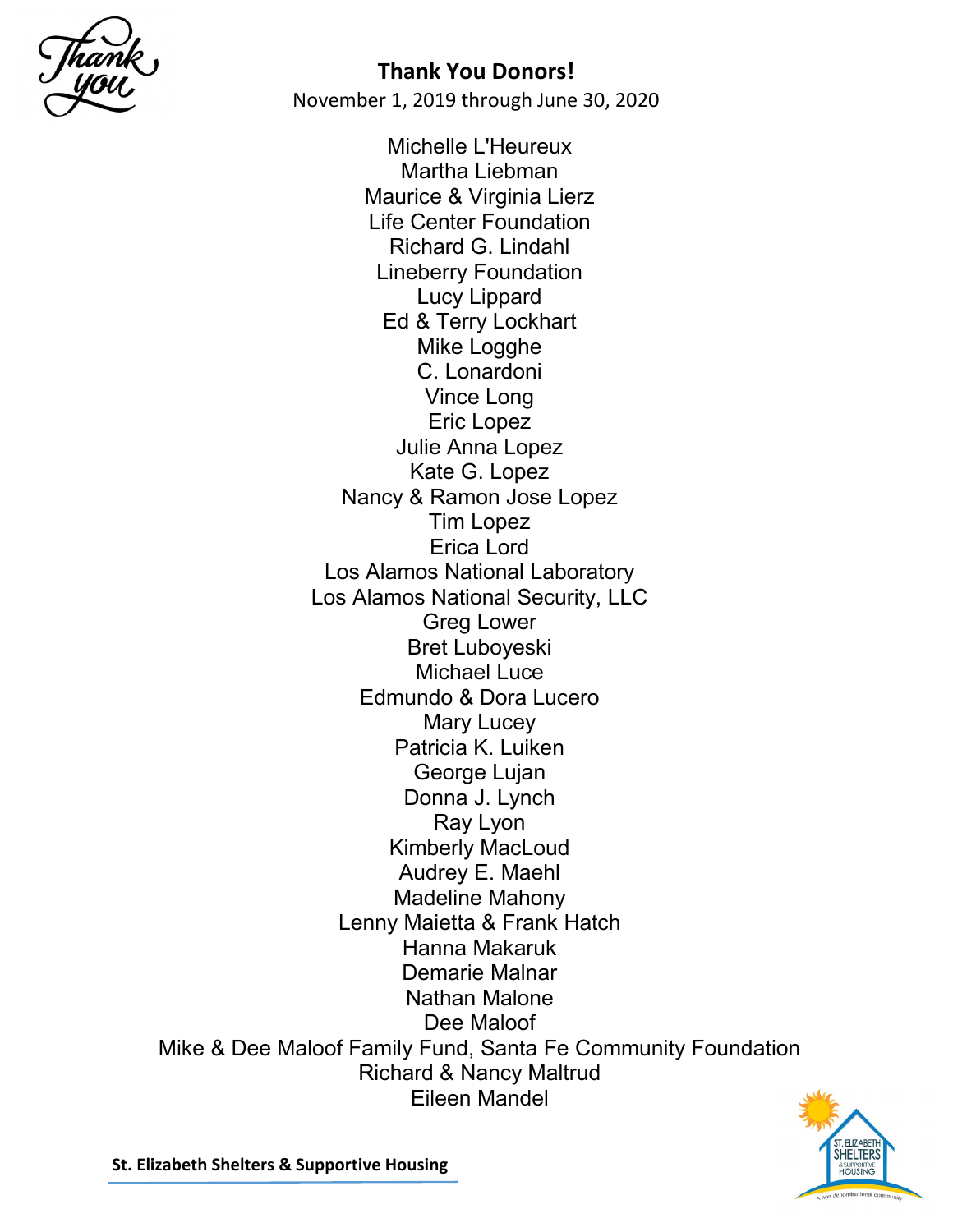**Thank You Donors!**

November 1, 2019 through June 30, 2020

Michelle L'Heureux
Martha Liebman
Maurice & Virginia Lierz
Life Center Foundation
Richard G. Lindahl
Lineberry Foundation
Lucy Lippard
Ed & Terry Lockhart
Mike Logghe
C. Lonardoni
Vince Long
Eric Lopez
Julie Anna Lopez
Kate G. Lopez
Nancy & Ramon Jose Lopez
Tim Lopez
Erica Lord
Los Alamos National Laboratory
Los Alamos National Security, LLC
Greg Lower
Bret Luboyeski
Michael Luce
Edmundo & Dora Lucero
Mary Lucey
Patricia K. Luiken
George Lujan
Donna J. Lynch
Ray Lyon
Kimberly MacLoud
Audrey E. Maehl
Madeline Mahony
Lenny Maietta & Frank Hatch
Hanna Makaruk
Demarie Malnar
Nathan Malone
Dee Maloof
Mike & Dee Maloof Family Fund, Santa Fe Community Foundation
Richard & Nancy Maltrud
Eileen Mandel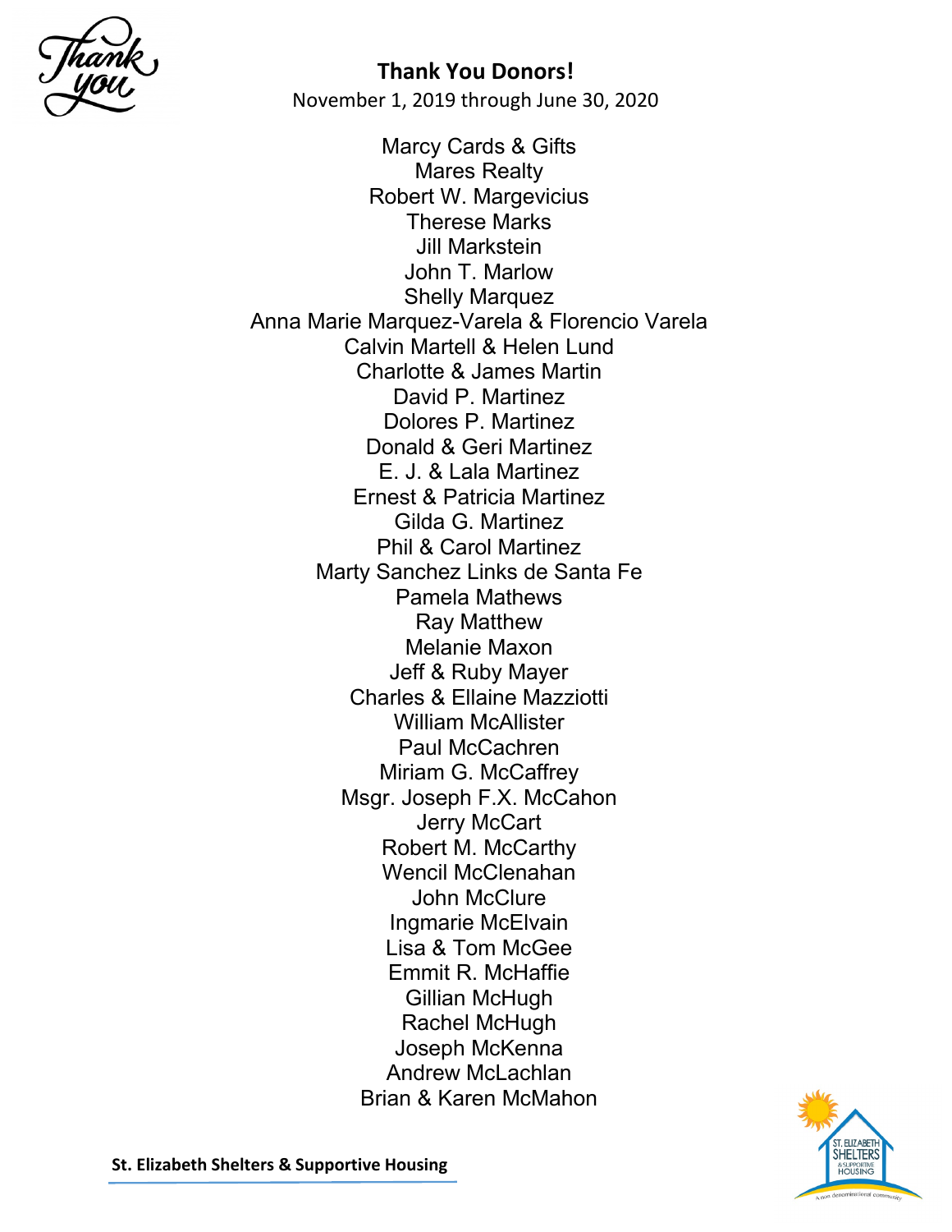**Thank You Donors!**

November 1, 2019 through June 30, 2020

Marcy Cards & Gifts
Mares Realty
Robert W. Margevicius
Therese Marks
Jill Markstein
John T. Marlow
Shelly Marquez
Anna Marie Marquez-Varela & Florencio Varela
Calvin Martell & Helen Lund
Charlotte & James Martin
David P. Martinez
Dolores P. Martinez
Donald & Geri Martinez
E. J. & Lala Martinez
Ernest & Patricia Martinez
Gilda G. Martinez
Phil & Carol Martinez
Marty Sanchez Links de Santa Fe
Pamela Mathews
Ray Matthew
Melanie Maxon
Jeff & Ruby Mayer
Charles & Ellaine Mazziotti
William McAllister
Paul McCachren
Miriam G. McCaffrey
Msgr. Joseph F.X. McCahon
Jerry McCart
Robert M. McCarthy
Wencil McClenahan
John McClure
Ingmarie McElvain
Lisa & Tom McGee
Emmit R. McHaffie
Gillian McHugh
Rachel McHugh
Joseph McKenna
Andrew McLachlan
Brian & Karen McMahon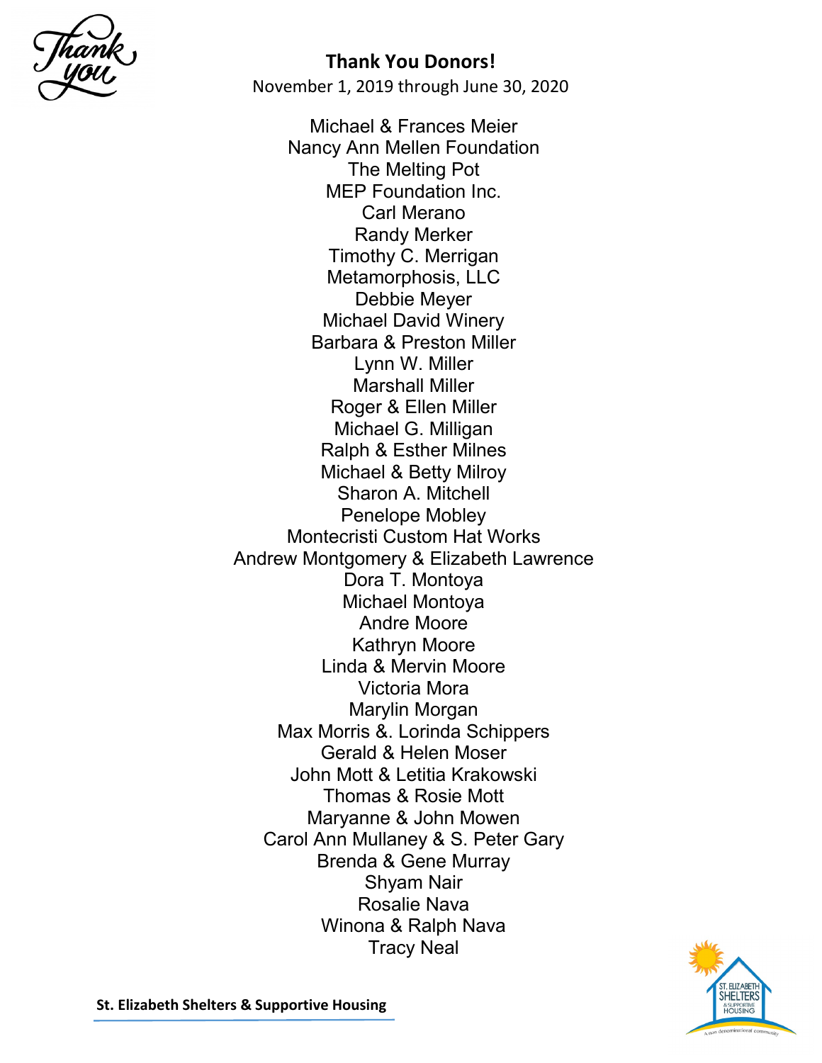## Thank You Donors!

November 1, 2019 through June 30, 2020

Michael & Frances Meier
Nancy Ann Mellen Foundation
The Melting Pot
MEP Foundation Inc.
Carl Merano
Randy Merker
Timothy C. Merrigan
Metamorphosis, LLC
Debbie Meyer
Michael David Winery
Barbara & Preston Miller
Lynn W. Miller
Marshall Miller
Roger & Ellen Miller
Michael G. Milligan
Ralph & Esther Milnes
Michael & Betty Milroy
Sharon A. Mitchell
Penelope Mobley
Montecristi Custom Hat Works
Andrew Montgomery & Elizabeth Lawrence
Dora T. Montoya
Michael Montoya
Andre Moore
Kathryn Moore
Linda & Mervin Moore
Victoria Mora
Marylin Morgan
Max Morris &. Lorinda Schippers
Gerald & Helen Moser
John Mott & Letitia Krakowski
Thomas & Rosie Mott
Maryanne & John Mowen
Carol Ann Mullaney & S. Peter Gary
Brenda & Gene Murray
Shyam Nair
Rosalie Nava
Winona & Ralph Nava
Tracy Neal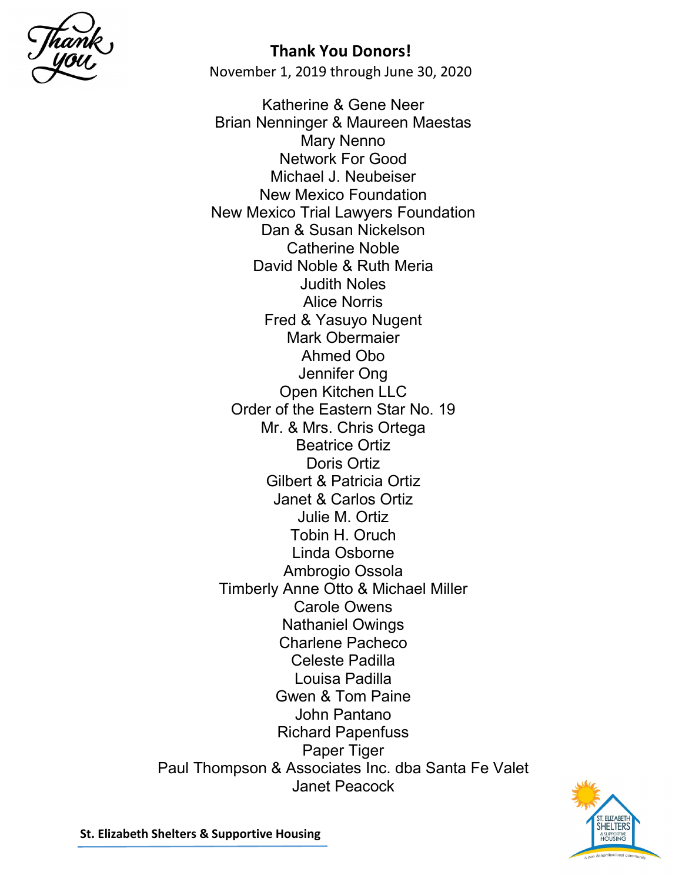## Thank You Donors!

November 1, 2019 through June 30, 2020

Katherine & Gene Neer
Brian Nenninger & Maureen Maestas
Mary Nenno
Network For Good
Michael J. Neubeiser
New Mexico Foundation
New Mexico Trial Lawyers Foundation
Dan & Susan Nickelson
Catherine Noble
David Noble & Ruth Meria
Judith Noles
Alice Norris
Fred & Yasuyo Nugent
Mark Obermaier
Ahmed Obo
Jennifer Ong
Open Kitchen LLC
Order of the Eastern Star No. 19
Mr. & Mrs. Chris Ortega
Beatrice Ortiz
Doris Ortiz
Gilbert & Patricia Ortiz
Janet & Carlos Ortiz
Julie M. Ortiz
Tobin H. Oruch
Linda Osborne
Ambrogio Ossola
Timberly Anne Otto & Michael Miller
Carole Owens
Nathaniel Owings
Charlene Pacheco
Celeste Padilla
Louisa Padilla
Gwen & Tom Paine
John Pantano
Richard Papenfuss
Paper Tiger
Paul Thompson & Associates Inc. dba Santa Fe Valet
Janet Peacock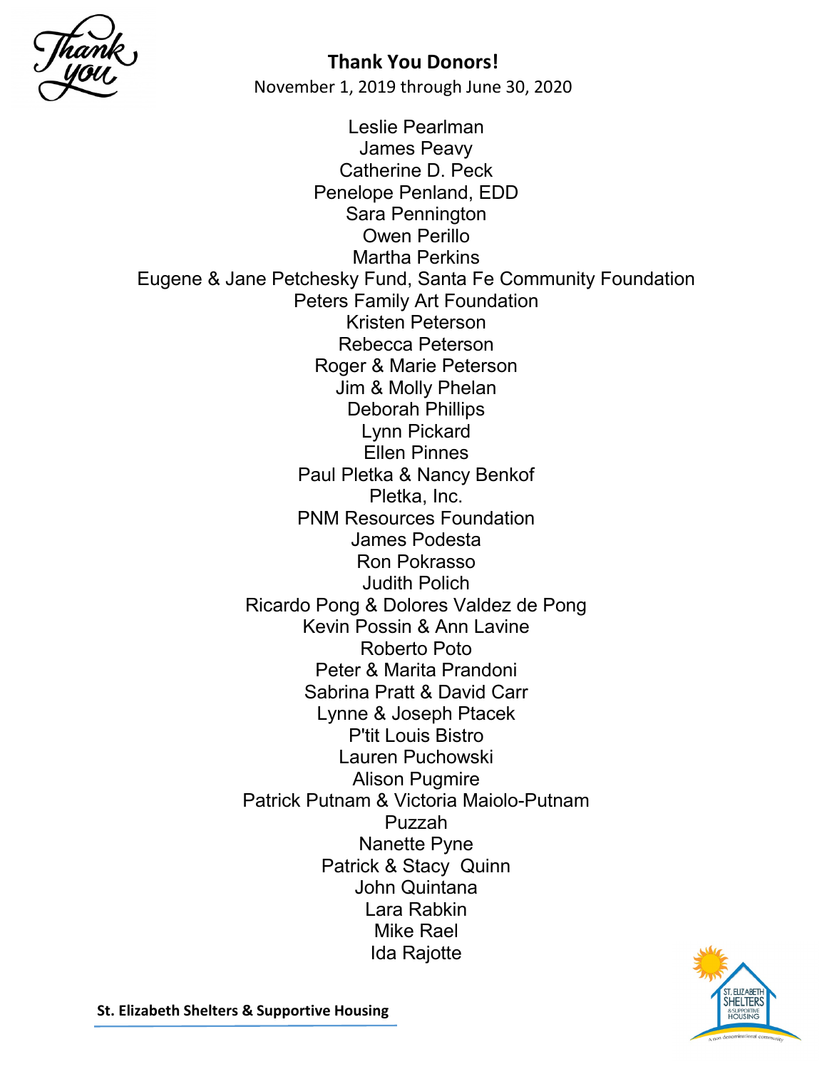**Thank You Donors!**

November 1, 2019 through June 30, 2020

Leslie Pearlman
James Peavy
Catherine D. Peck
Penelope Penland, EDD
Sara Pennington
Owen Perillo
Martha Perkins
Eugene & Jane Petchesky Fund, Santa Fe Community Foundation
Peters Family Art Foundation
Kristen Peterson
Rebecca Peterson
Roger & Marie Peterson
Jim & Molly Phelan
Deborah Phillips
Lynn Pickard
Ellen Pinnes
Paul Pletka & Nancy Benkof
Pletka, Inc.
PNM Resources Foundation
James Podesta
Ron Pokrasso
Judith Polich
Ricardo Pong & Dolores Valdez de Pong
Kevin Possin & Ann Lavine
Roberto Poto
Peter & Marita Prandoni
Sabrina Pratt & David Carr
Lynne & Joseph Ptacek
P'tit Louis Bistro
Lauren Puchowski
Alison Pugmire
Patrick Putnam & Victoria Maiolo-Putnam
Puzzah
Nanette Pyne
Patrick & Stacy Quinn
John Quintana
Lara Rabkin
Mike Rael
Ida Rajotte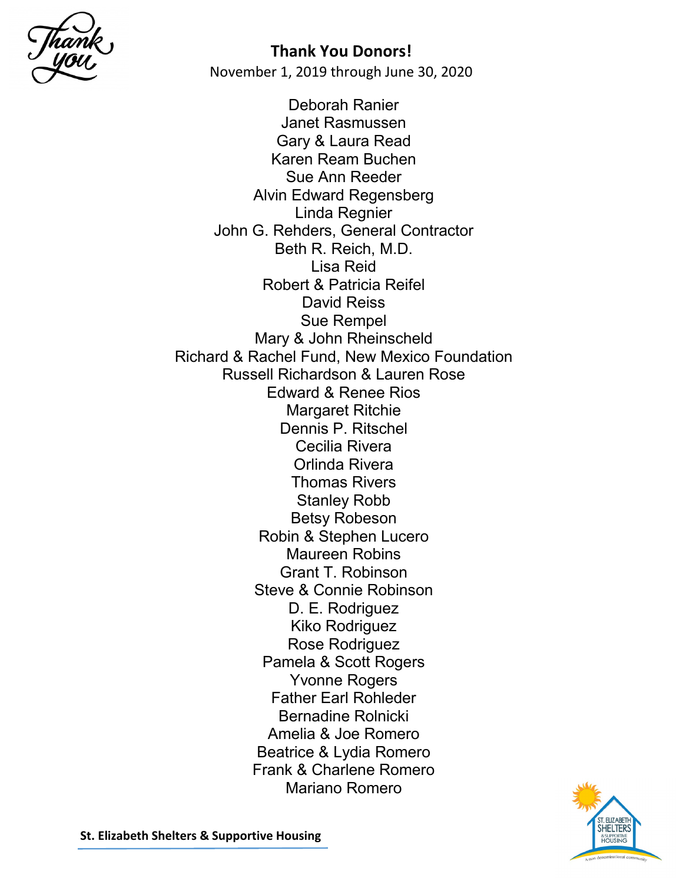## Thank You Donors!

November 1, 2019 through June 30, 2020

Deborah Ranier
Janet Rasmussen
Gary & Laura Read
Karen Ream Buchen
Sue Ann Reeder
Alvin Edward Regensberg
Linda Regnier
John G. Rehders, General Contractor
Beth R. Reich, M.D.
Lisa Reid
Robert & Patricia Reifel
David Reiss
Sue Rempel
Mary & John Rheinscheld
Richard & Rachel Fund, New Mexico Foundation
Russell Richardson & Lauren Rose
Edward & Renee Rios
Margaret Ritchie
Dennis P. Ritschel
Cecilia Rivera
Orlinda Rivera
Thomas Rivers
Stanley Robb
Betsy Robeson
Robin & Stephen Lucero
Maureen Robins
Grant T. Robinson
Steve & Connie Robinson
D. E. Rodriguez
Kiko Rodriguez
Rose Rodriguez
Pamela & Scott Rogers
Yvonne Rogers
Father Earl Rohleder
Bernadine Rolnicki
Amelia & Joe Romero
Beatrice & Lydia Romero
Frank & Charlene Romero
Mariano Romero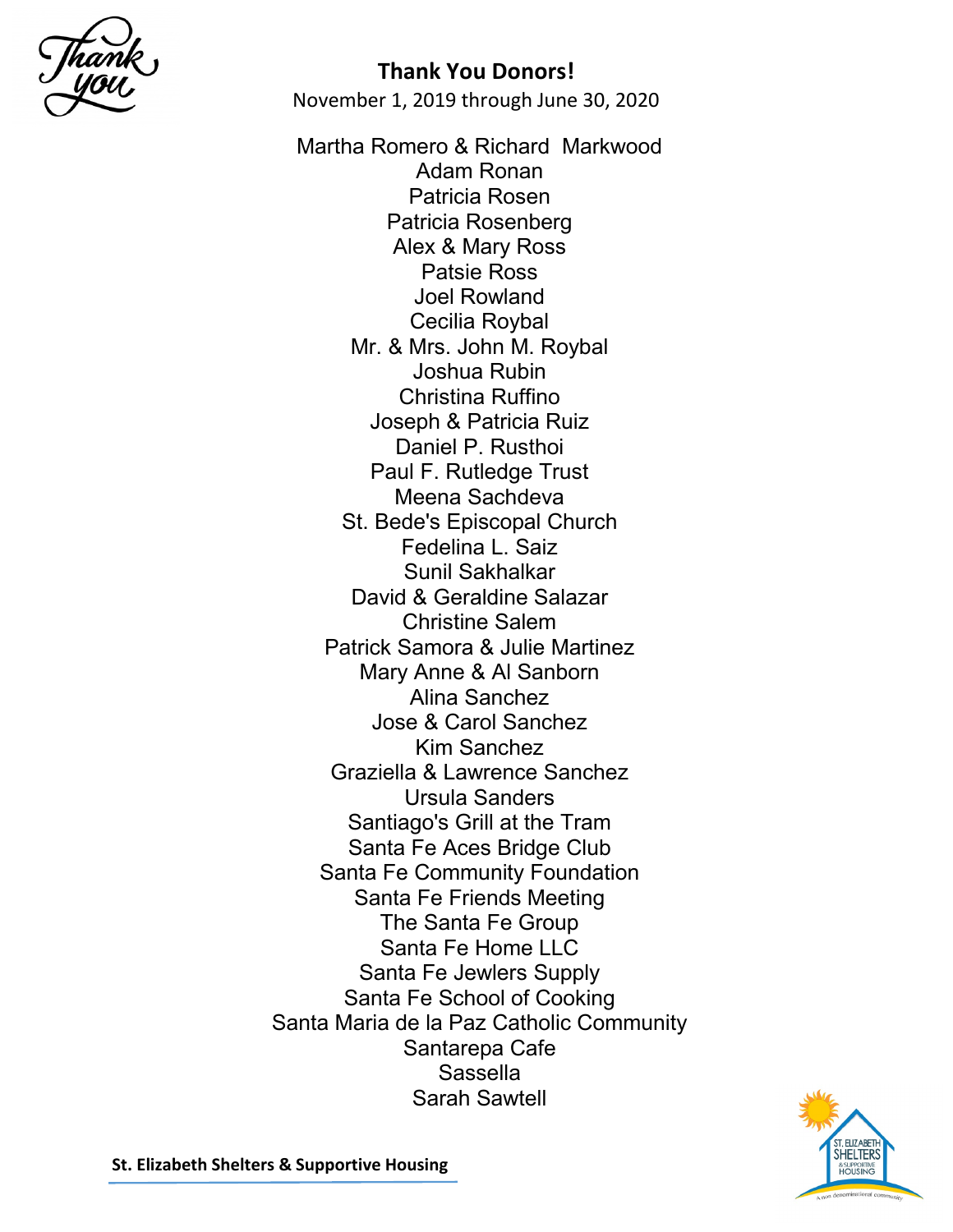**Thank You Donors!**

November 1, 2019 through June 30, 2020

Martha Romero & Richard Markwood
Adam Ronan
Patricia Rosen
Patricia Rosenberg
Alex & Mary Ross
Patsie Ross
Joel Rowland
Cecilia Roybal
Mr. & Mrs. John M. Roybal
Joshua Rubin
Christina Ruffino
Joseph & Patricia Ruiz
Daniel P. Rusthoi
Paul F. Rutledge Trust
Meena Sachdeva
St. Bede's Episcopal Church
Fedelina L. Saiz
Sunil Sakhalkar
David & Geraldine Salazar
Christine Salem
Patrick Samora & Julie Martinez
Mary Anne & Al Sanborn
Alina Sanchez
Jose & Carol Sanchez
Kim Sanchez
Graziella & Lawrence Sanchez
Ursula Sanders
Santiago's Grill at the Tram
Santa Fe Aces Bridge Club
Santa Fe Community Foundation
Santa Fe Friends Meeting
The Santa Fe Group
Santa Fe Home LLC
Santa Fe Jewlers Supply
Santa Fe School of Cooking
Santa Maria de la Paz Catholic Community
Santarepa Cafe
Sassella
Sarah Sawtell

**St. Elizabeth Shelters & Supportive Housing**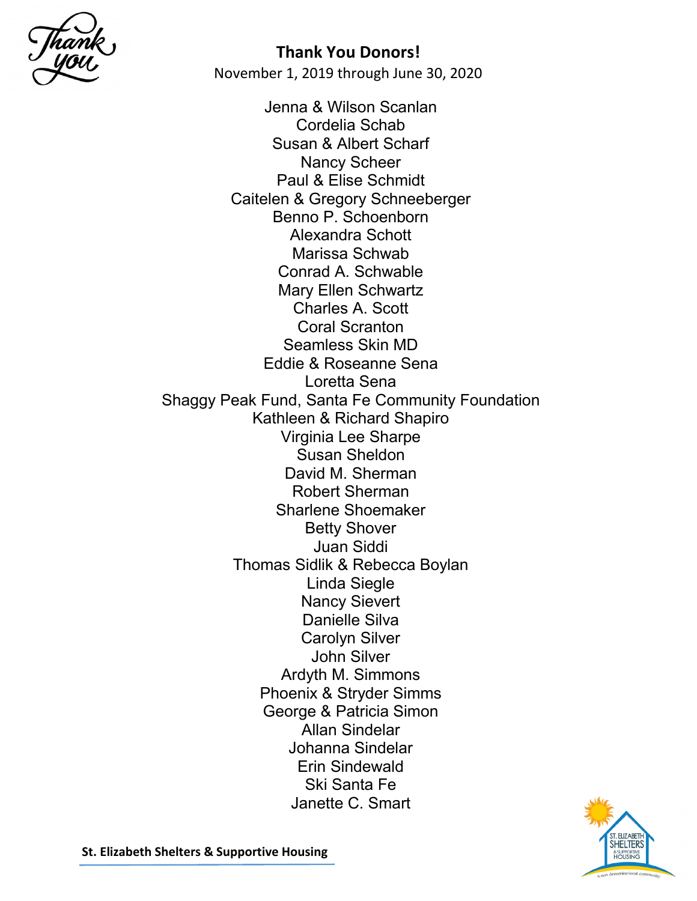## Thank You Donors!

November 1, 2019 through June 30, 2020

Jenna & Wilson Scanlan
Cordelia Schab
Susan & Albert Scharf
Nancy Scheer
Paul & Elise Schmidt
Caitelen & Gregory Schneeberger
Benno P. Schoenborn
Alexandra Schott
Marissa Schwab
Conrad A. Schwable
Mary Ellen Schwartz
Charles A. Scott
Coral Scranton
Seamless Skin MD
Eddie & Roseanne Sena
Loretta Sena
Shaggy Peak Fund, Santa Fe Community Foundation
Kathleen & Richard Shapiro
Virginia Lee Sharpe
Susan Sheldon
David M. Sherman
Robert Sherman
Sharlene Shoemaker
Betty Shover
Juan Siddi
Thomas Sidlik & Rebecca Boylan
Linda Siegle
Nancy Sievert
Danielle Silva
Carolyn Silver
John Silver
Ardyth M. Simmons
Phoenix & Stryder Simms
George & Patricia Simon
Allan Sindelar
Johanna Sindelar
Erin Sindewald
Ski Santa Fe
Janette C. Smart

**St. Elizabeth Shelters & Supportive Housing**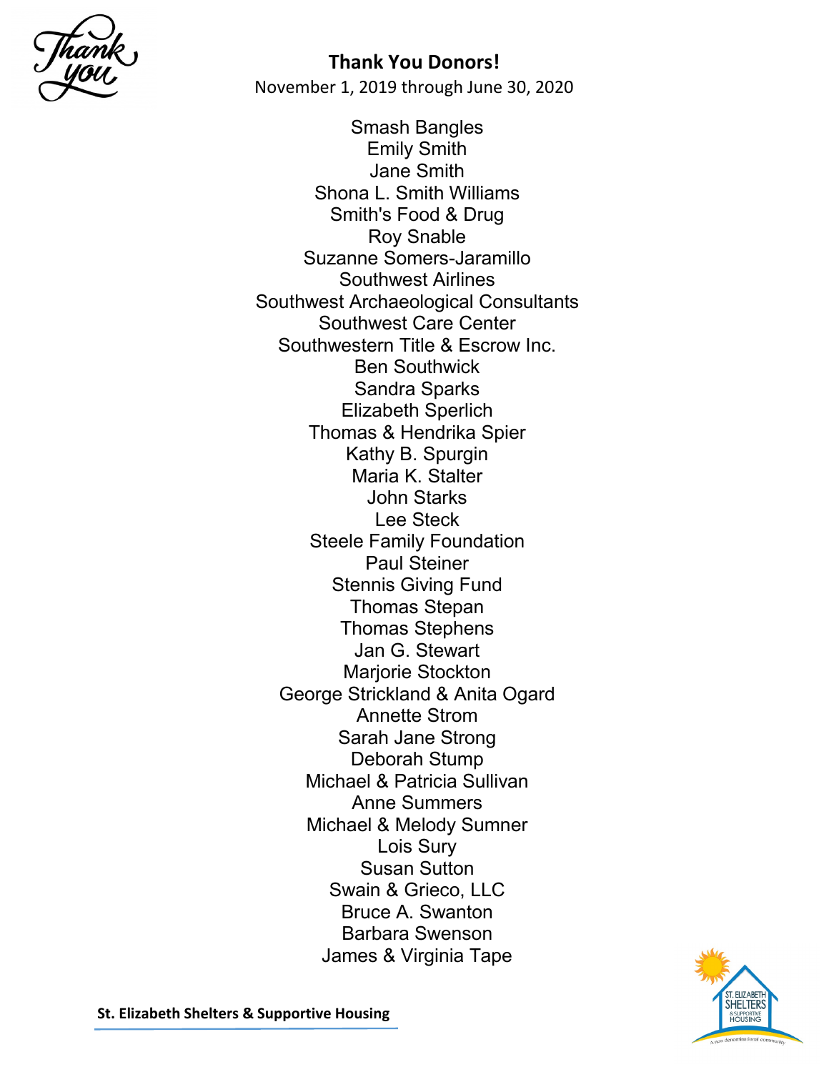# Thank You Donors!

November 1, 2019 through June 30, 2020

Smash Bangles
Emily Smith
Jane Smith
Shona L. Smith Williams
Smith's Food & Drug
Roy Snable
Suzanne Somers-Jaramillo
Southwest Airlines
Southwest Archaeological Consultants
Southwest Care Center
Southwestern Title & Escrow Inc.
Ben Southwick
Sandra Sparks
Elizabeth Sperlich
Thomas & Hendrika Spier
Kathy B. Spurgin
Maria K. Stalter
John Starks
Lee Steck
Steele Family Foundation
Paul Steiner
Stennis Giving Fund
Thomas Stepan
Thomas Stephens
Jan G. Stewart
Marjorie Stockton
George Strickland & Anita Ogard
Annette Strom
Sarah Jane Strong
Deborah Stump
Michael & Patricia Sullivan
Anne Summers
Michael & Melody Sumner
Lois Sury
Susan Sutton
Swain & Grieco, LLC
Bruce A. Swanton
Barbara Swenson
James & Virginia Tape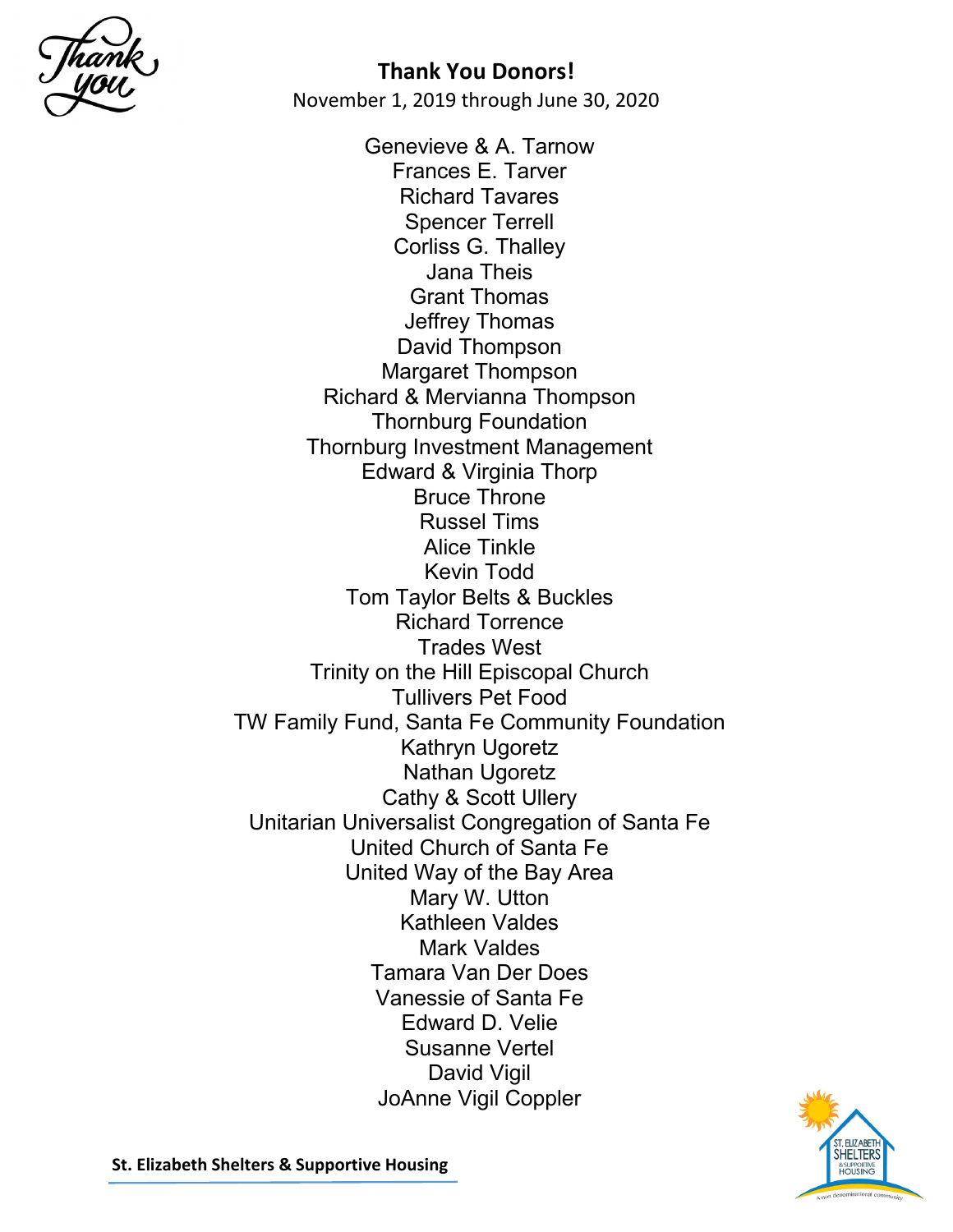## Thank You Donors!

November 1, 2019 through June 30, 2020

Genevieve & A. Tarnow
Frances E. Tarver
Richard Tavares
Spencer Terrell
Corliss G. Thalley
Jana Theis
Grant Thomas
Jeffrey Thomas
David Thompson
Margaret Thompson
Richard & Mervianna Thompson
Thornburg Foundation
Thornburg Investment Management
Edward & Virginia Thorp
Bruce Throne
Russel Tims
Alice Tinkle
Kevin Todd
Tom Taylor Belts & Buckles
Richard Torrence
Trades West
Trinity on the Hill Episcopal Church
Tullivers Pet Food
TW Family Fund, Santa Fe Community Foundation
Kathryn Ugoretz
Nathan Ugoretz
Cathy & Scott Ullery
Unitarian Universalist Congregation of Santa Fe
United Church of Santa Fe
United Way of the Bay Area
Mary W. Utton
Kathleen Valdes
Mark Valdes
Tamara Van Der Does
Vanessie of Santa Fe
Edward D. Velie
Susanne Vertel
David Vigil
JoAnne Vigil Coppler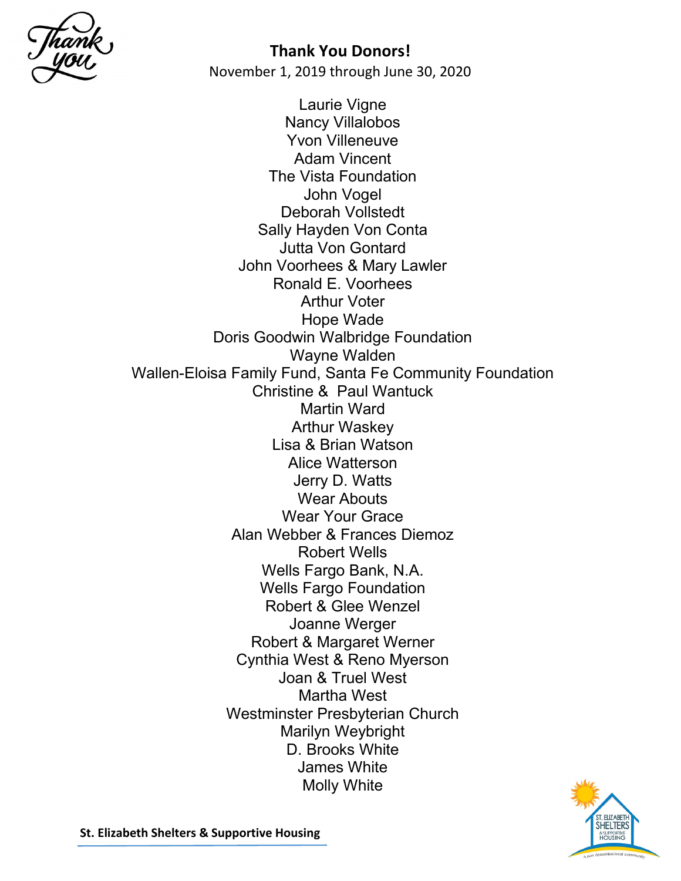**Thank You Donors!**

November 1, 2019 through June 30, 2020

Laurie Vigne
Nancy Villalobos
Yvon Villeneuve
Adam Vincent
The Vista Foundation
John Vogel
Deborah Vollstedt
Sally Hayden Von Conta
Jutta Von Gontard
John Voorhees & Mary Lawler
Ronald E. Voorhees
Arthur Voter
Hope Wade
Doris Goodwin Walbridge Foundation
Wayne Walden
Wallen-Eloisa Family Fund, Santa Fe Community Foundation
Christine & Paul Wantuck
Martin Ward
Arthur Waskey
Lisa & Brian Watson
Alice Watterson
Jerry D. Watts
Wear Abouts
Wear Your Grace
Alan Webber & Frances Diemoz
Robert Wells
Wells Fargo Bank, N.A.
Wells Fargo Foundation
Robert & Glee Wenzel
Joanne Werger
Robert & Margaret Werner
Cynthia West & Reno Myerson
Joan & Truel West
Martha West
Westminster Presbyterian Church
Marilyn Weybright
D. Brooks White
James White
Molly White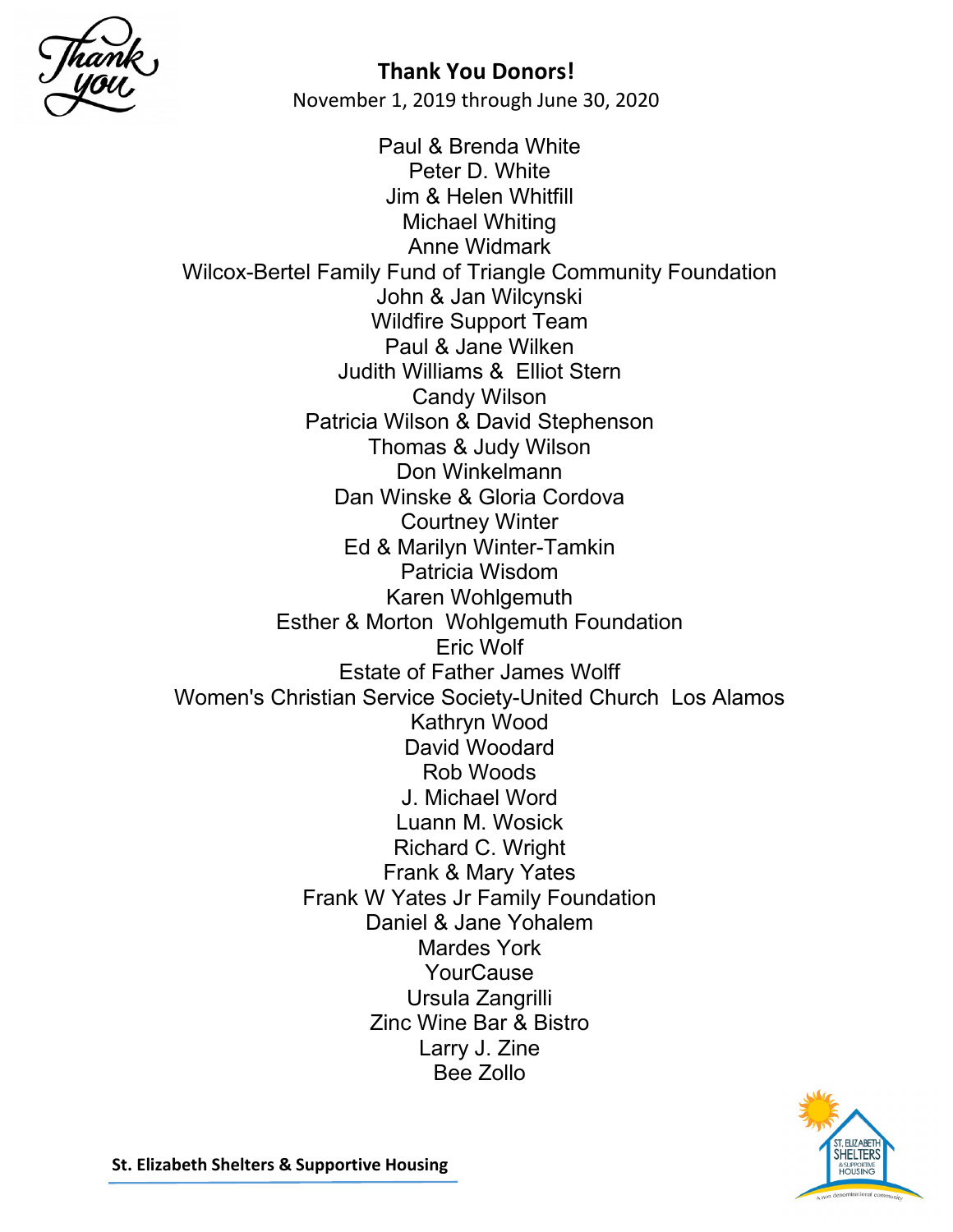## Thank You Donors!

November 1, 2019 through June 30, 2020

Paul & Brenda White
Peter D. White
Jim & Helen Whitfill
Michael Whiting
Anne Widmark
Wilcox-Bertel Family Fund of Triangle Community Foundation
John & Jan Wilcynski
Wildfire Support Team
Paul & Jane Wilken
Judith Williams & Elliot Stern
Candy Wilson
Patricia Wilson & David Stephenson
Thomas & Judy Wilson
Don Winkelmann
Dan Winske & Gloria Cordova
Courtney Winter
Ed & Marilyn Winter-Tamkin
Patricia Wisdom
Karen Wohlgemuth
Esther & Morton Wohlgemuth Foundation
Eric Wolf
Estate of Father James Wolff
Women's Christian Service Society-United Church Los Alamos
Kathryn Wood
David Woodard
Rob Woods
J. Michael Word
Luann M. Wosick
Richard C. Wright
Frank & Mary Yates
Frank W Yates Jr Family Foundation
Daniel & Jane Yohalem
Mardes York
YourCause
Ursula Zangrilli
Zinc Wine Bar & Bistro
Larry J. Zine
Bee Zollo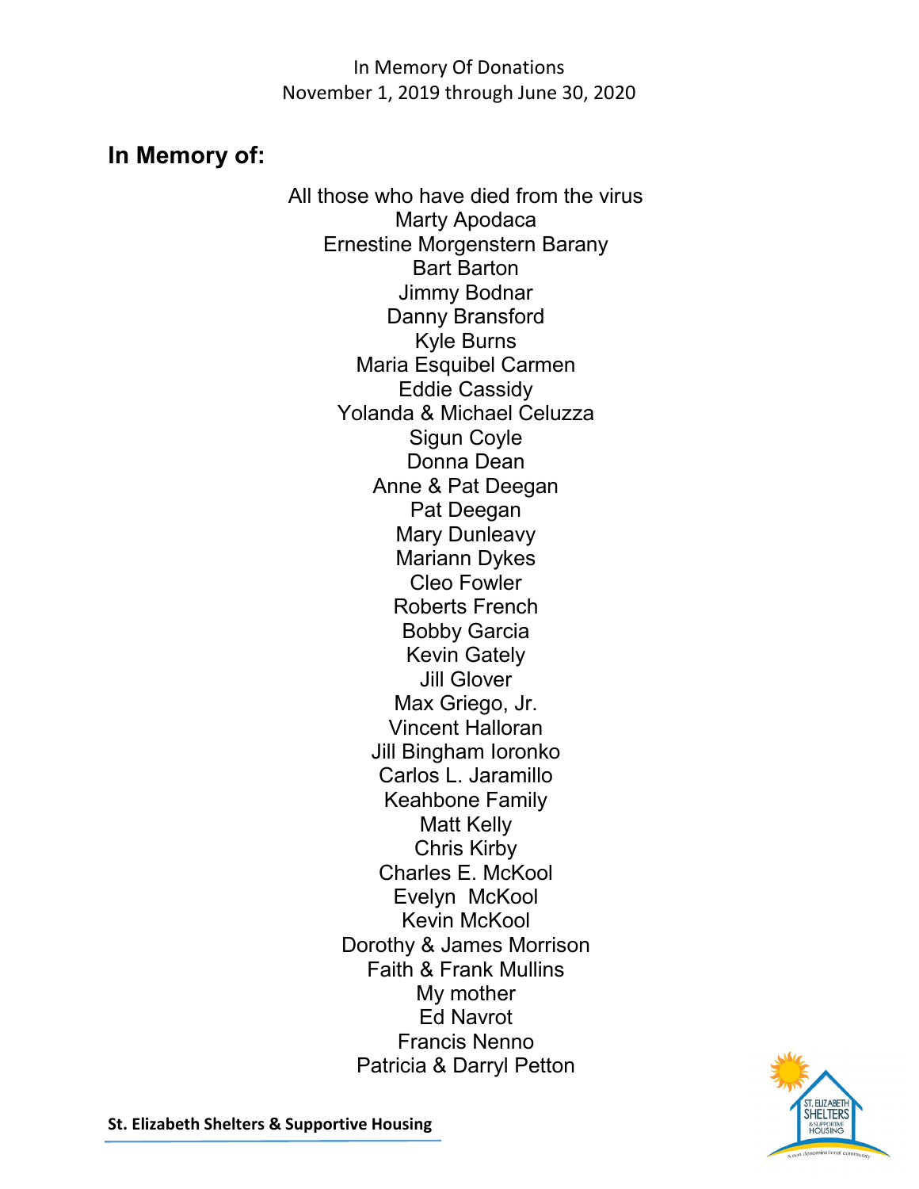In Memory Of Donations
November 1, 2019 through June 30, 2020

## In Memory of:

All those who have died from the virus
Marty Apodaca
Ernestine Morgenstern Barany
Bart Barton
Jimmy Bodnar
Danny Bransford
Kyle Burns
Maria Esquibel Carmen
Eddie Cassidy
Yolanda & Michael Celuzza
Sigun Coyle
Donna Dean
Anne & Pat Deegan
Pat Deegan
Mary Dunleavy
Mariann Dykes
Cleo Fowler
Roberts French
Bobby Garcia
Kevin Gately
Jill Glover
Max Griego, Jr.
Vincent Halloran
Jill Bingham Ioronko
Carlos L. Jaramillo
Keahbone Family
Matt Kelly
Chris Kirby
Charles E. McKool
Evelyn McKool
Kevin McKool
Dorothy & James Morrison
Faith & Frank Mullins
My mother
Ed Navrot
Francis Nenno
Patricia & Darryl Petton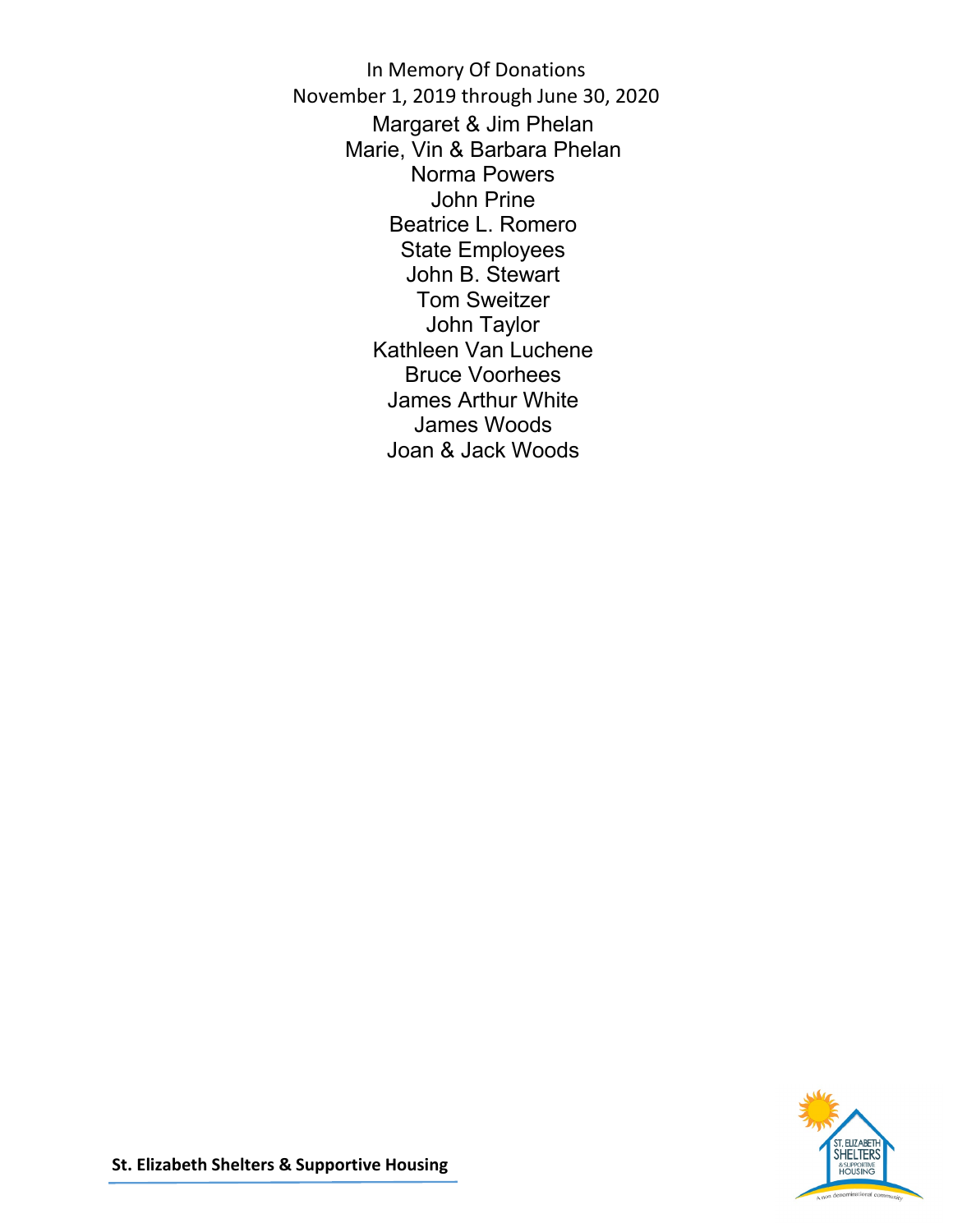In Memory Of Donations

November 1, 2019 through June 30, 2020

Margaret & Jim Phelan

Marie, Vin & Barbara Phelan

Norma Powers

John Prine

Beatrice L. Romero

State Employees

John B. Stewart

Tom Sweitzer

John Taylor

Kathleen Van Luchene

Bruce Voorhees

James Arthur White

James Woods

Joan & Jack Woods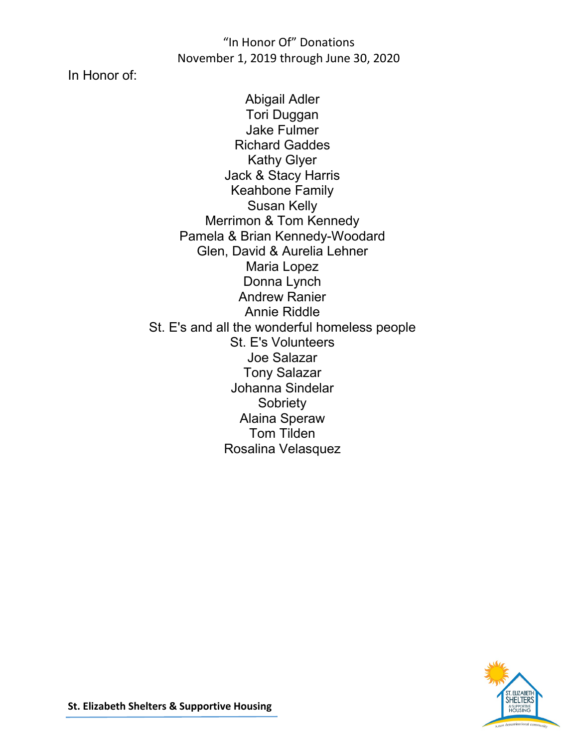"In Honor Of" Donations
November 1, 2019 through June 30, 2020

In Honor of:

Abigail Adler
Tori Duggan
Jake Fulmer
Richard Gaddes
Kathy Glyer
Jack & Stacy Harris
Keahbone Family
Susan Kelly
Merrimon & Tom Kennedy
Pamela & Brian Kennedy-Woodard
Glen, David & Aurelia Lehner
Maria Lopez
Donna Lynch
Andrew Ranier
Annie Riddle
St. E's and all the wonderful homeless people
St. E's Volunteers
Joe Salazar
Tony Salazar
Johanna Sindelar
Sobriety
Alaina Speraw
Tom Tilden
Rosalina Velasquez